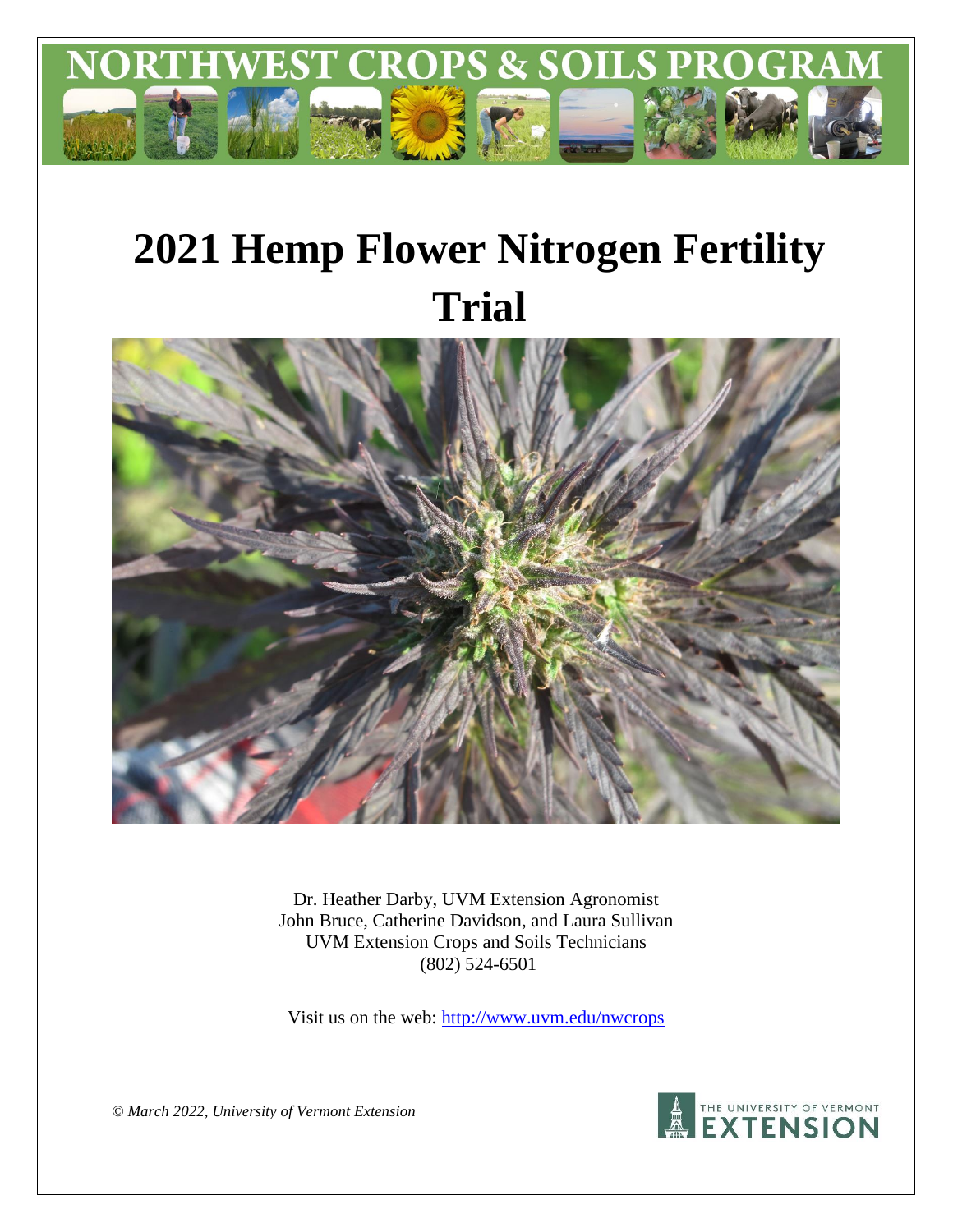NORTHWEST CROPS & SOILS PROGRAM

# 2021 Hemp Flower Nitrogen Fertility Trial

Dr. Heather Darby, UVM Extension Agronomist
John Bruce, Catherine Davidson, and Laura Sullivan
UVM Extension Crops and Soils Technicians
(802) 524-6501

Visit us on the web: http://www.uvm.edu/nwcrops

*© March 2022, University of Vermont Extension*

THE UNIVERSITY OF VERMONT EXTENSION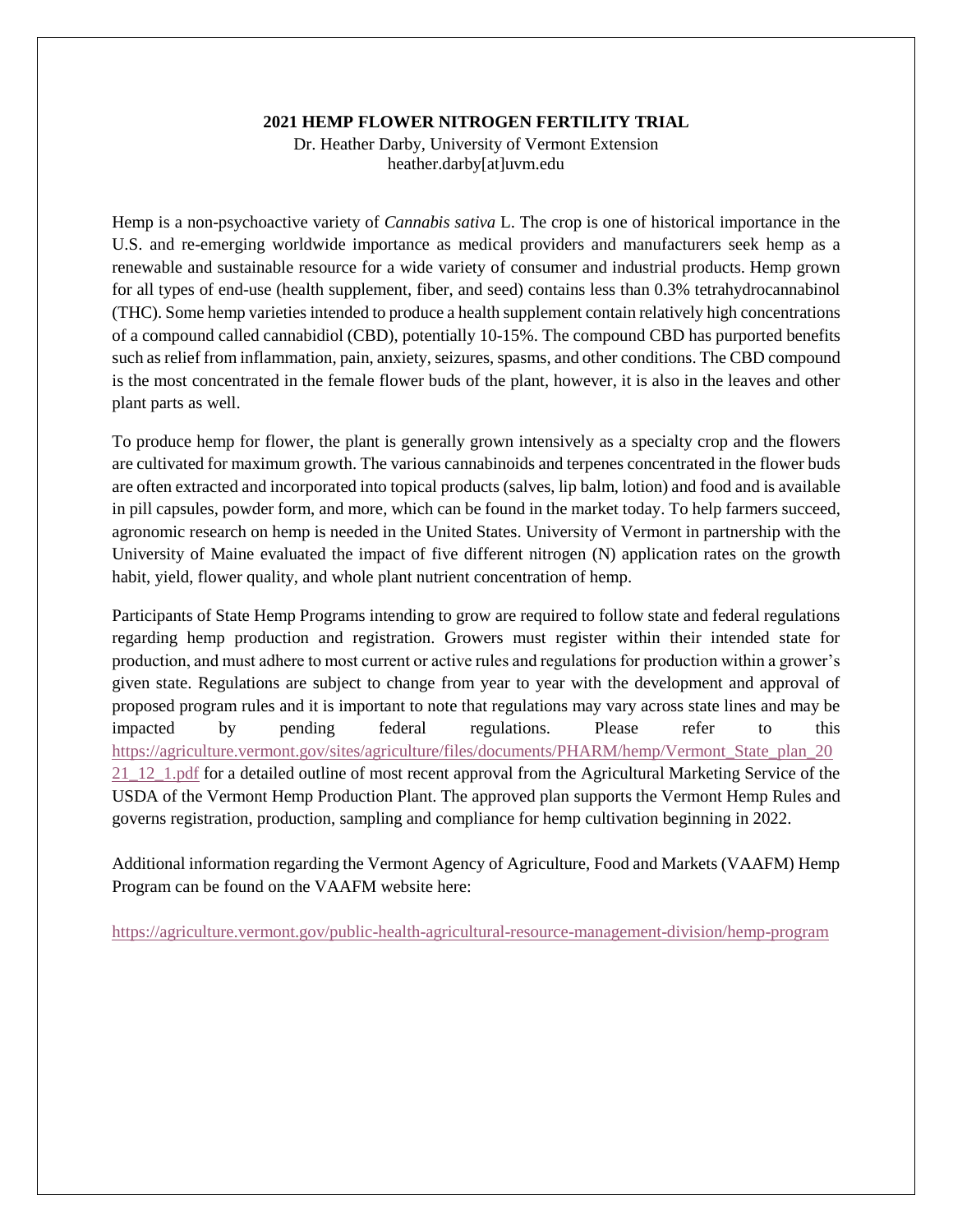**2021 HEMP FLOWER NITROGEN FERTILITY TRIAL**

Dr. Heather Darby, University of Vermont Extension
heather.darby[at]uvm.edu

Hemp is a non-psychoactive variety of *Cannabis sativa* L. The crop is one of historical importance in the U.S. and re-emerging worldwide importance as medical providers and manufacturers seek hemp as a renewable and sustainable resource for a wide variety of consumer and industrial products. Hemp grown for all types of end-use (health supplement, fiber, and seed) contains less than 0.3% tetrahydrocannabinol (THC). Some hemp varieties intended to produce a health supplement contain relatively high concentrations of a compound called cannabidiol (CBD), potentially 10-15%. The compound CBD has purported benefits such as relief from inflammation, pain, anxiety, seizures, spasms, and other conditions. The CBD compound is the most concentrated in the female flower buds of the plant, however, it is also in the leaves and other plant parts as well.

To produce hemp for flower, the plant is generally grown intensively as a specialty crop and the flowers are cultivated for maximum growth. The various cannabinoids and terpenes concentrated in the flower buds are often extracted and incorporated into topical products (salves, lip balm, lotion) and food and is available in pill capsules, powder form, and more, which can be found in the market today. To help farmers succeed, agronomic research on hemp is needed in the United States. University of Vermont in partnership with the University of Maine evaluated the impact of five different nitrogen (N) application rates on the growth habit, yield, flower quality, and whole plant nutrient concentration of hemp.

Participants of State Hemp Programs intending to grow are required to follow state and federal regulations regarding hemp production and registration. Growers must register within their intended state for production, and must adhere to most current or active rules and regulations for production within a grower's given state. Regulations are subject to change from year to year with the development and approval of proposed program rules and it is important to note that regulations may vary across state lines and may be impacted by pending federal regulations. Please refer to this https://agriculture.vermont.gov/sites/agriculture/files/documents/PHARM/hemp/Vermont_State_plan_2021_12_1.pdf for a detailed outline of most recent approval from the Agricultural Marketing Service of the USDA of the Vermont Hemp Production Plant. The approved plan supports the Vermont Hemp Rules and governs registration, production, sampling and compliance for hemp cultivation beginning in 2022.

Additional information regarding the Vermont Agency of Agriculture, Food and Markets (VAAFM) Hemp Program can be found on the VAAFM website here:

https://agriculture.vermont.gov/public-health-agricultural-resource-management-division/hemp-program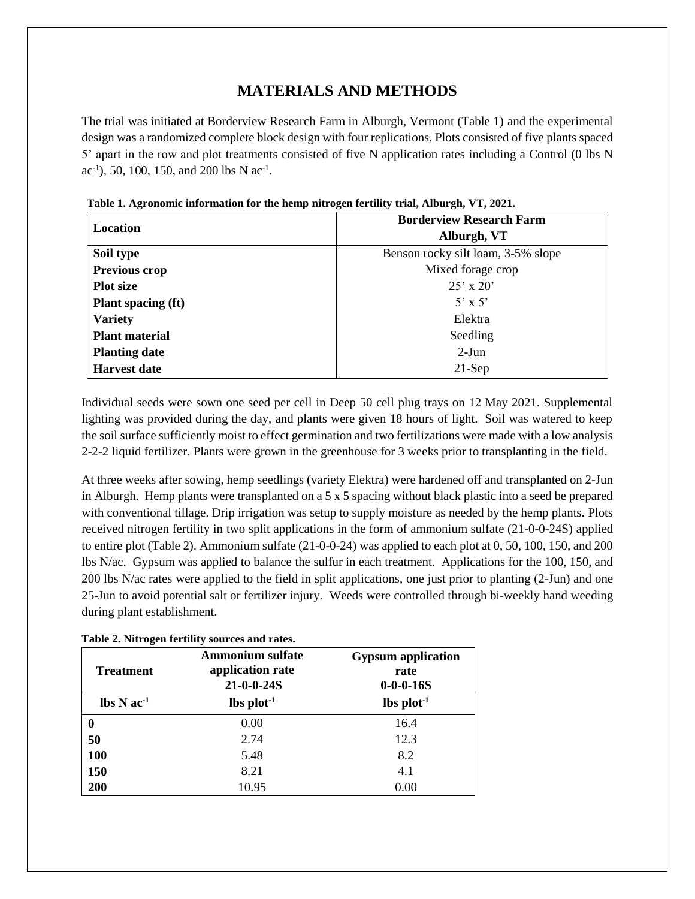# MATERIALS AND METHODS

The trial was initiated at Borderview Research Farm in Alburgh, Vermont (Table 1) and the experimental design was a randomized complete block design with four replications. Plots consisted of five plants spaced 5' apart in the row and plot treatments consisted of five N application rates including a Control (0 lbs N $ac^{-1}$), 50, 100, 150, and 200 lbs N $ac^{-1}$.

**Table 1. Agronomic information for the hemp nitrogen fertility trial, Alburgh, VT, 2021.**

| **Location** | **Borderview Research Farm Alburgh, VT** |
|---|---|
| **Soil type** | Benson rocky silt loam, 3-5% slope |
| **Previous crop** | Mixed forage crop |
| **Plot size** | 25' x 20' |
| **Plant spacing (ft)** | 5' x 5' |
| **Variety** | Elektra |
| **Plant material** | Seedling |
| **Planting date** | 2-Jun |
| **Harvest date** | 21-Sep |

Individual seeds were sown one seed per cell in Deep 50 cell plug trays on 12 May 2021. Supplemental lighting was provided during the day, and plants were given 18 hours of light. Soil was watered to keep the soil surface sufficiently moist to effect germination and two fertilizations were made with a low analysis 2-2-2 liquid fertilizer. Plants were grown in the greenhouse for 3 weeks prior to transplanting in the field.

At three weeks after sowing, hemp seedlings (variety Elektra) were hardened off and transplanted on 2-Jun in Alburgh. Hemp plants were transplanted on a 5 x 5 spacing without black plastic into a seed be prepared with conventional tillage. Drip irrigation was setup to supply moisture as needed by the hemp plants. Plots received nitrogen fertility in two split applications in the form of ammonium sulfate (21-0-0-24S) applied to entire plot (Table 2). Ammonium sulfate (21-0-0-24) was applied to each plot at 0, 50, 100, 150, and 200 lbs N/ac. Gypsum was applied to balance the sulfur in each treatment. Applications for the 100, 150, and 200 lbs N/ac rates were applied to the field in split applications, one just prior to planting (2-Jun) and one 25-Jun to avoid potential salt or fertilizer injury. Weeds were controlled through bi-weekly hand weeding during plant establishment.

**Table 2. Nitrogen fertility sources and rates.**

| **Treatment** | **Ammonium sulfate application rate 21-0-0-24S** | **Gypsum application rate 0-0-0-16S** |
|---|---|---|
| **lbs N $ac^{-1}$** | **lbs $plot^{-1}$** | **lbs $plot^{-1}$** |
| **0** | 0.00 | 16.4 |
| **50** | 2.74 | 12.3 |
| **100** | 5.48 | 8.2 |
| **150** | 8.21 | 4.1 |
| **200** | 10.95 | 0.00 |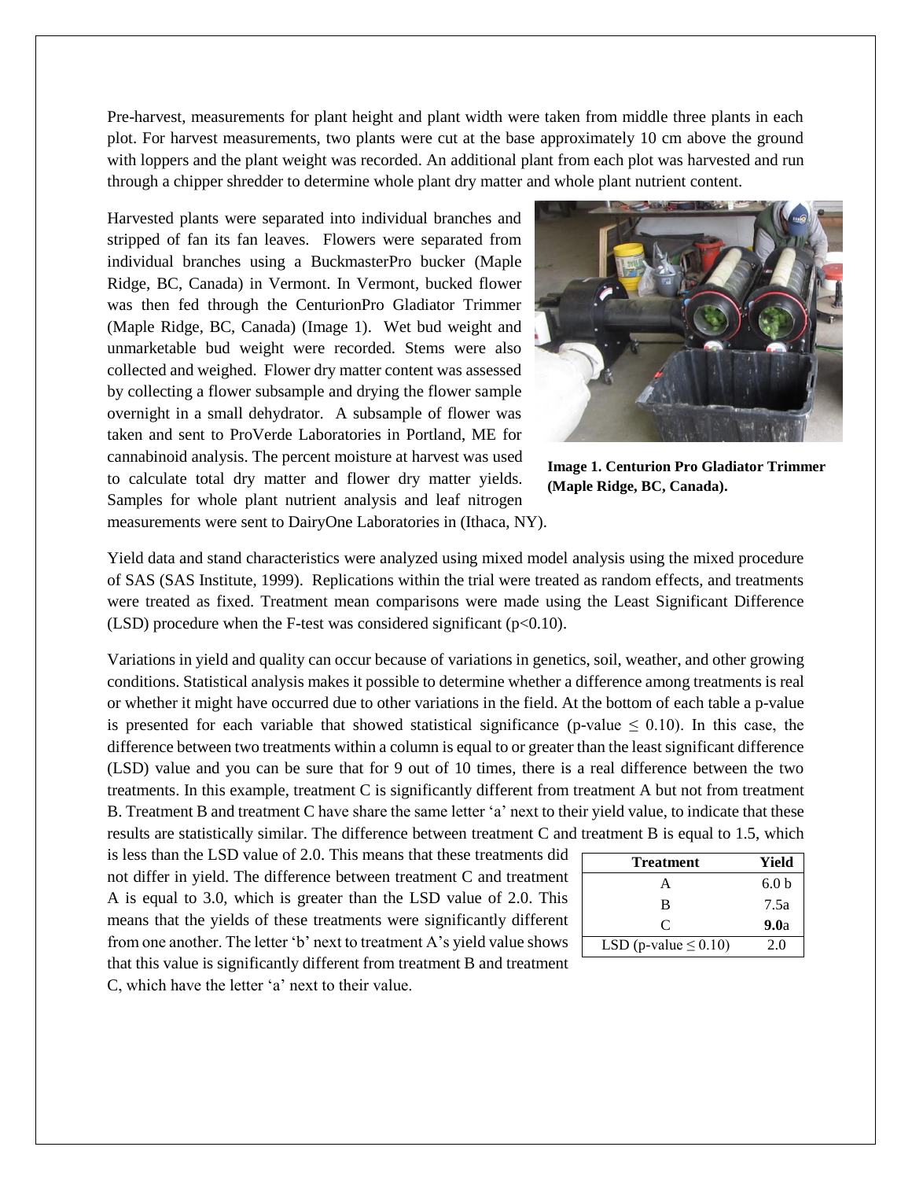Pre-harvest, measurements for plant height and plant width were taken from middle three plants in each plot. For harvest measurements, two plants were cut at the base approximately 10 cm above the ground with loppers and the plant weight was recorded. An additional plant from each plot was harvested and run through a chipper shredder to determine whole plant dry matter and whole plant nutrient content.

Harvested plants were separated into individual branches and stripped of fan its fan leaves. Flowers were separated from individual branches using a BuckmasterPro bucker (Maple Ridge, BC, Canada) in Vermont. In Vermont, bucked flower was then fed through the CenturionPro Gladiator Trimmer (Maple Ridge, BC, Canada) (Image 1). Wet bud weight and unmarketable bud weight were recorded. Stems were also collected and weighed. Flower dry matter content was assessed by collecting a flower subsample and drying the flower sample overnight in a small dehydrator. A subsample of flower was taken and sent to ProVerde Laboratories in Portland, ME for cannabinoid analysis. The percent moisture at harvest was used to calculate total dry matter and flower dry matter yields. Samples for whole plant nutrient analysis and leaf nitrogen measurements were sent to DairyOne Laboratories in (Ithaca, NY).

**Image 1. Centurion Pro Gladiator Trimmer (Maple Ridge, BC, Canada).**

Yield data and stand characteristics were analyzed using mixed model analysis using the mixed procedure of SAS (SAS Institute, 1999). Replications within the trial were treated as random effects, and treatments were treated as fixed. Treatment mean comparisons were made using the Least Significant Difference (LSD) procedure when the F-test was considered significant ($p<0.10$).

Variations in yield and quality can occur because of variations in genetics, soil, weather, and other growing conditions. Statistical analysis makes it possible to determine whether a difference among treatments is real or whether it might have occurred due to other variations in the field. At the bottom of each table a p-value is presented for each variable that showed statistical significance (p-value $\leq$ 0.10). In this case, the difference between two treatments within a column is equal to or greater than the least significant difference (LSD) value and you can be sure that for 9 out of 10 times, there is a real difference between the two treatments. In this example, treatment C is significantly different from treatment A but not from treatment B. Treatment B and treatment C have share the same letter 'a' next to their yield value, to indicate that these results are statistically similar. The difference between treatment C and treatment B is equal to 1.5, which is less than the LSD value of 2.0. This means that these treatments did not differ in yield. The difference between treatment C and treatment A is equal to 3.0, which is greater than the LSD value of 2.0. This means that the yields of these treatments were significantly different from one another. The letter 'b' next to treatment A's yield value shows that this value is significantly different from treatment B and treatment C, which have the letter 'a' next to their value.

| Treatment | Yield |
|---|---|
| A | 6.0 b |
| B | 7.5a |
| C | **9.0**a |
| LSD (p-value $\leq$ 0.10) | 2.0 |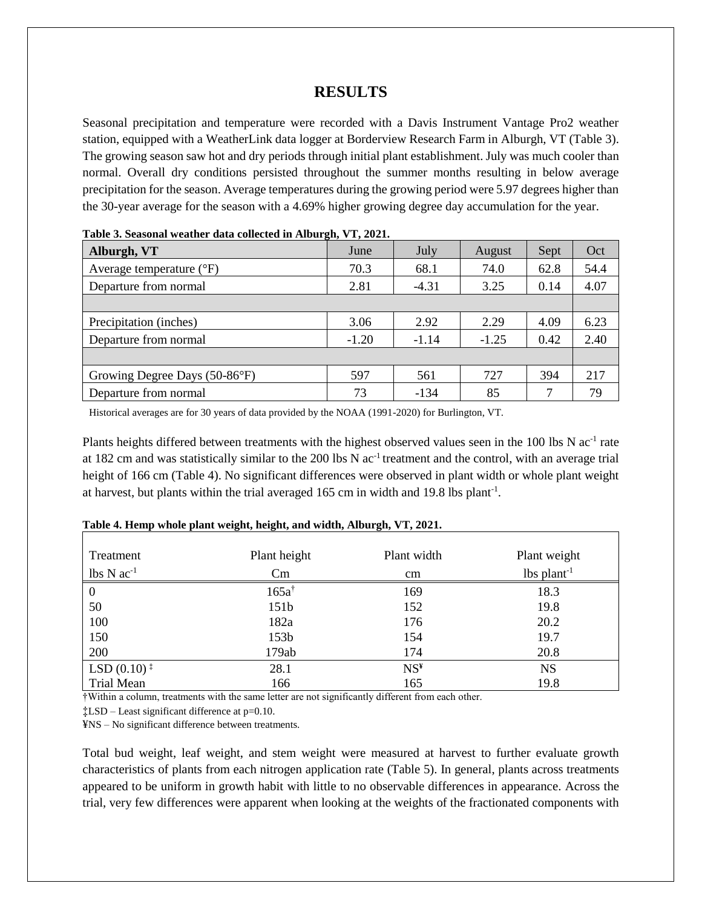# RESULTS

Seasonal precipitation and temperature were recorded with a Davis Instrument Vantage Pro2 weather station, equipped with a WeatherLink data logger at Borderview Research Farm in Alburgh, VT (Table 3). The growing season saw hot and dry periods through initial plant establishment. July was much cooler than normal. Overall dry conditions persisted throughout the summer months resulting in below average precipitation for the season. Average temperatures during the growing period were 5.97 degrees higher than the 30-year average for the season with a 4.69% higher growing degree day accumulation for the year.

**Table 3. Seasonal weather data collected in Alburgh, VT, 2021.**

| Alburgh, VT | June | July | August | Sept | Oct |
|---|---|---|---|---|---|
| Average temperature (°F) | 70.3 | 68.1 | 74.0 | 62.8 | 54.4 |
| Departure from normal | 2.81 | -4.31 | 3.25 | 0.14 | 4.07 |
| | | | | | |
| Precipitation (inches) | 3.06 | 2.92 | 2.29 | 4.09 | 6.23 |
| Departure from normal | -1.20 | -1.14 | -1.25 | 0.42 | 2.40 |
| | | | | | |
| Growing Degree Days (50-86°F) | 597 | 561 | 727 | 394 | 217 |
| Departure from normal | 73 | -134 | 85 | 7 | 79 |

Historical averages are for 30 years of data provided by the NOAA (1991-2020) for Burlington, VT.

Plants heights differed between treatments with the highest observed values seen in the 100 lbs N $ac^{-1}$ rate at 182 cm and was statistically similar to the 200 lbs N $ac^{-1}$ treatment and the control, with an average trial height of 166 cm (Table 4). No significant differences were observed in plant width or whole plant weight at harvest, but plants within the trial averaged 165 cm in width and 19.8 lbs $plant^{-1}$.

**Table 4. Hemp whole plant weight, height, and width, Alburgh, VT, 2021.**

| Treatment | Plant height | Plant width | Plant weight |
|---|---|---|---|
| lbs N $ac^{-1}$ | Cm | cm | lbs $plant^{-1}$ |
| 0 | 165a† | 169 | 18.3 |
| 50 | 151b | 152 | 19.8 |
| 100 | 182a | 176 | 20.2 |
| 150 | 153b | 154 | 19.7 |
| 200 | 179ab | 174 | 20.8 |
| LSD (0.10) ‡ | 28.1 | NS¥ | NS |
| Trial Mean | 166 | 165 | 19.8 |

†Within a column, treatments with the same letter are not significantly different from each other.

‡LSD – Least significant difference at p=0.10.

¥NS – No significant difference between treatments.

Total bud weight, leaf weight, and stem weight were measured at harvest to further evaluate growth characteristics of plants from each nitrogen application rate (Table 5). In general, plants across treatments appeared to be uniform in growth habit with little to no observable differences in appearance. Across the trial, very few differences were apparent when looking at the weights of the fractionated components with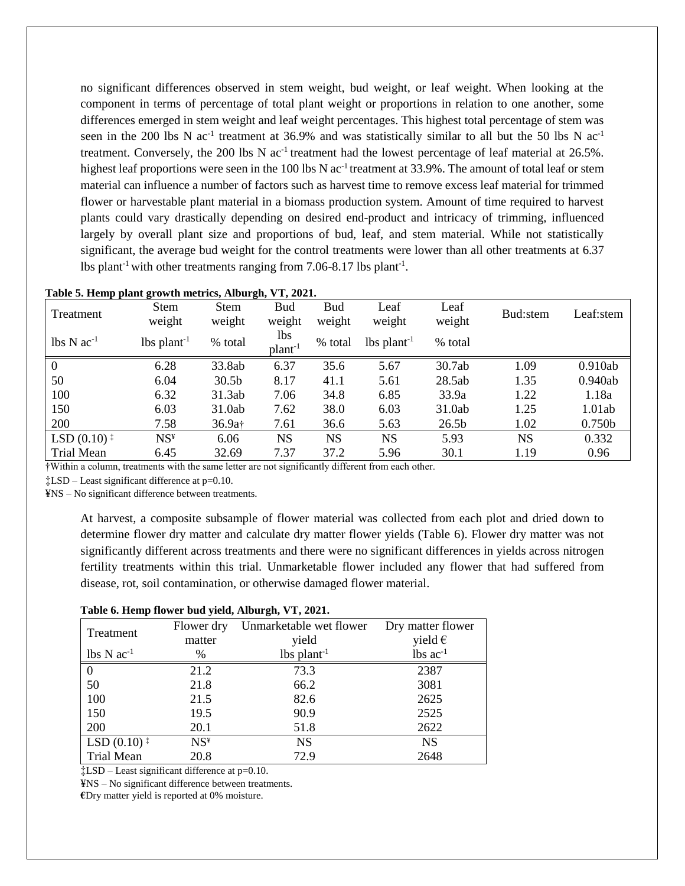no significant differences observed in stem weight, bud weight, or leaf weight. When looking at the component in terms of percentage of total plant weight or proportions in relation to one another, some differences emerged in stem weight and leaf weight percentages. This highest total percentage of stem was seen in the 200 lbs N $ac^{-1}$ treatment at 36.9% and was statistically similar to all but the 50 lbs N $ac^{-1}$ treatment. Conversely, the 200 lbs N $ac^{-1}$ treatment had the lowest percentage of leaf material at 26.5%. highest leaf proportions were seen in the 100 lbs N $ac^{-1}$ treatment at 33.9%. The amount of total leaf or stem material can influence a number of factors such as harvest time to remove excess leaf material for trimmed flower or harvestable plant material in a biomass production system. Amount of time required to harvest plants could vary drastically depending on desired end-product and intricacy of trimming, influenced largely by overall plant size and proportions of bud, leaf, and stem material. While not statistically significant, the average bud weight for the control treatments were lower than all other treatments at 6.37 lbs $plant^{-1}$ with other treatments ranging from 7.06-8.17 lbs $plant^{-1}$.

**Table 5. Hemp plant growth metrics, Alburgh, VT, 2021.**

| Treatment | Stem weight | Stem weight | Bud weight | Bud weight | Leaf weight | Leaf weight | Bud:stem | Leaf:stem |
|---|---|---|---|---|---|---|---|---|
| lbs N $ac^{-1}$ | lbs $plant^{-1}$ | % total | lbs $plant^{-1}$ | % total | lbs $plant^{-1}$ | % total | | |
| 0 | 6.28 | 33.8ab | 6.37 | 35.6 | 5.67 | 30.7ab | 1.09 | 0.910ab |
| 50 | 6.04 | 30.5b | 8.17 | 41.1 | 5.61 | 28.5ab | 1.35 | 0.940ab |
| 100 | 6.32 | 31.3ab | 7.06 | 34.8 | 6.85 | 33.9a | 1.22 | 1.18a |
| 150 | 6.03 | 31.0ab | 7.62 | 38.0 | 6.03 | 31.0ab | 1.25 | 1.01ab |
| 200 | 7.58 | 36.9a† | 7.61 | 36.6 | 5.63 | 26.5b | 1.02 | 0.750b |
| LSD (0.10) ‡ | NS¥ | 6.06 | NS | NS | NS | 5.93 | NS | 0.332 |
| Trial Mean | 6.45 | 32.69 | 7.37 | 37.2 | 5.96 | 30.1 | 1.19 | 0.96 |

†Within a column, treatments with the same letter are not significantly different from each other.

‡LSD – Least significant difference at p=0.10.

¥NS – No significant difference between treatments.

At harvest, a composite subsample of flower material was collected from each plot and dried down to determine flower dry matter and calculate dry matter flower yields (Table 6). Flower dry matter was not significantly different across treatments and there were no significant differences in yields across nitrogen fertility treatments within this trial. Unmarketable flower included any flower that had suffered from disease, rot, soil contamination, or otherwise damaged flower material.

**Table 6. Hemp flower bud yield, Alburgh, VT, 2021.**

| Treatment | Flower dry matter | Unmarketable wet flower yield | Dry matter flower yield € |
|---|---|---|---|
| lbs N $ac^{-1}$ | % | lbs $plant^{-1}$ | lbs $ac^{-1}$ |
| 0 | 21.2 | 73.3 | 2387 |
| 50 | 21.8 | 66.2 | 3081 |
| 100 | 21.5 | 82.6 | 2625 |
| 150 | 19.5 | 90.9 | 2525 |
| 200 | 20.1 | 51.8 | 2622 |
| LSD (0.10) ‡ | NS¥ | NS | NS |
| Trial Mean | 20.8 | 72.9 | 2648 |

‡LSD – Least significant difference at p=0.10.

¥NS – No significant difference between treatments.

€Dry matter yield is reported at 0% moisture.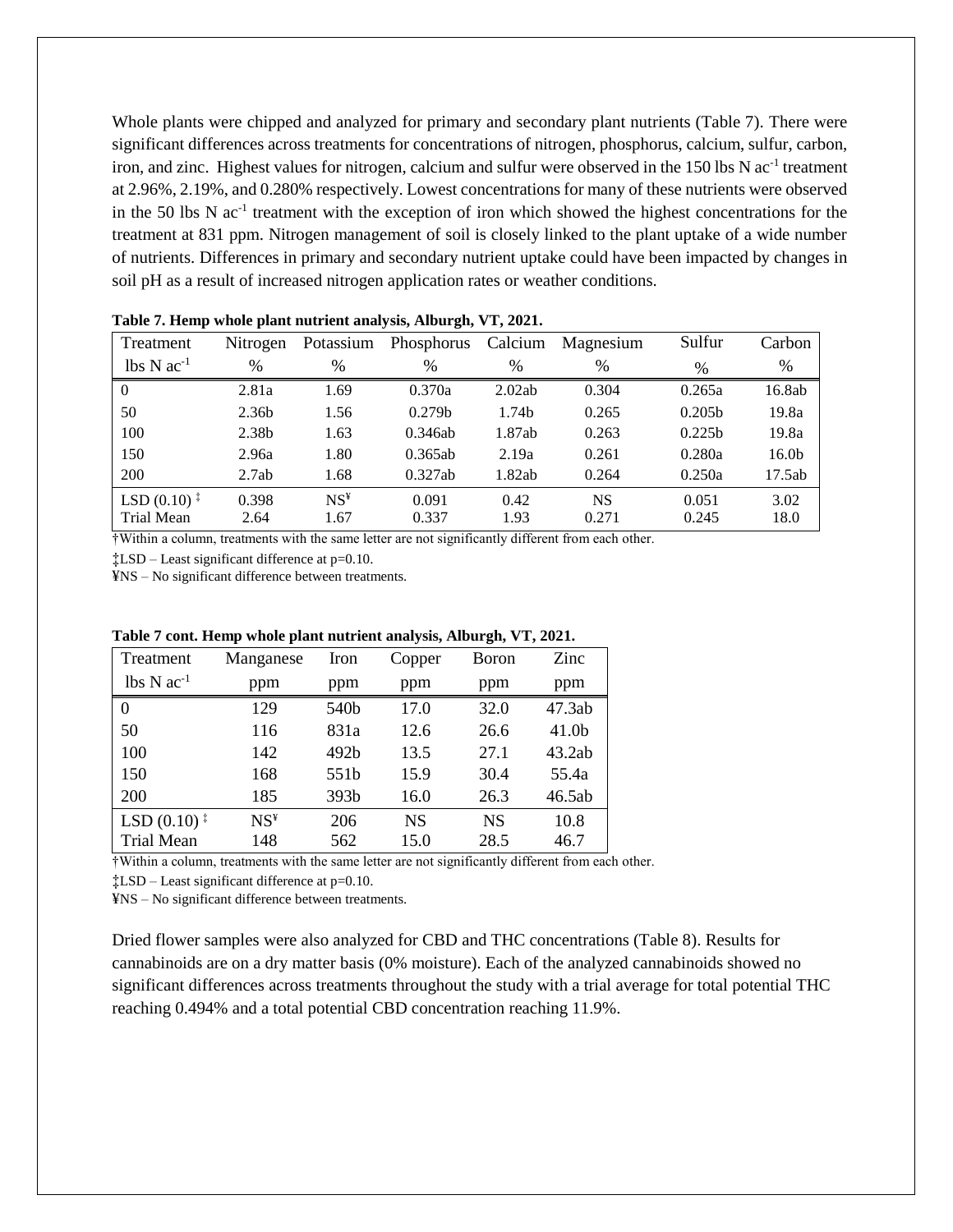Whole plants were chipped and analyzed for primary and secondary plant nutrients (Table 7). There were significant differences across treatments for concentrations of nitrogen, phosphorus, calcium, sulfur, carbon, iron, and zinc. Highest values for nitrogen, calcium and sulfur were observed in the 150 lbs N $ac^{-1}$ treatment at 2.96%, 2.19%, and 0.280% respectively. Lowest concentrations for many of these nutrients were observed in the 50 lbs N $ac^{-1}$ treatment with the exception of iron which showed the highest concentrations for the treatment at 831 ppm. Nitrogen management of soil is closely linked to the plant uptake of a wide number of nutrients. Differences in primary and secondary nutrient uptake could have been impacted by changes in soil pH as a result of increased nitrogen application rates or weather conditions.

**Table 7. Hemp whole plant nutrient analysis, Alburgh, VT, 2021.**

| Treatment | Nitrogen | Potassium | Phosphorus | Calcium | Magnesium | Sulfur | Carbon |
|---|---|---|---|---|---|---|---|
| lbs N $ac^{-1}$ | % | % | % | % | % | % | % |
| 0 | 2.81a | 1.69 | 0.370a | 2.02ab | 0.304 | 0.265a | 16.8ab |
| 50 | 2.36b | 1.56 | 0.279b | 1.74b | 0.265 | 0.205b | 19.8a |
| 100 | 2.38b | 1.63 | 0.346ab | 1.87ab | 0.263 | 0.225b | 19.8a |
| 150 | 2.96a | 1.80 | 0.365ab | 2.19a | 0.261 | 0.280a | 16.0b |
| 200 | 2.7ab | 1.68 | 0.327ab | 1.82ab | 0.264 | 0.250a | 17.5ab |
| LSD (0.10) ‡ | 0.398 | NS¥ | 0.091 | 0.42 | NS | 0.051 | 3.02 |
| Trial Mean | 2.64 | 1.67 | 0.337 | 1.93 | 0.271 | 0.245 | 18.0 |

†Within a column, treatments with the same letter are not significantly different from each other.

‡LSD – Least significant difference at p=0.10.

¥NS – No significant difference between treatments.

**Table 7 cont. Hemp whole plant nutrient analysis, Alburgh, VT, 2021.**

| Treatment | Manganese | Iron | Copper | Boron | Zinc |
|---|---|---|---|---|---|
| lbs N $ac^{-1}$ | ppm | ppm | ppm | ppm | ppm |
| 0 | 129 | 540b | 17.0 | 32.0 | 47.3ab |
| 50 | 116 | 831a | 12.6 | 26.6 | 41.0b |
| 100 | 142 | 492b | 13.5 | 27.1 | 43.2ab |
| 150 | 168 | 551b | 15.9 | 30.4 | 55.4a |
| 200 | 185 | 393b | 16.0 | 26.3 | 46.5ab |
| LSD (0.10) ‡ | NS¥ | 206 | NS | NS | 10.8 |
| Trial Mean | 148 | 562 | 15.0 | 28.5 | 46.7 |

†Within a column, treatments with the same letter are not significantly different from each other.

‡LSD – Least significant difference at p=0.10.

¥NS – No significant difference between treatments.

Dried flower samples were also analyzed for CBD and THC concentrations (Table 8). Results for cannabinoids are on a dry matter basis (0% moisture). Each of the analyzed cannabinoids showed no significant differences across treatments throughout the study with a trial average for total potential THC reaching 0.494% and a total potential CBD concentration reaching 11.9%.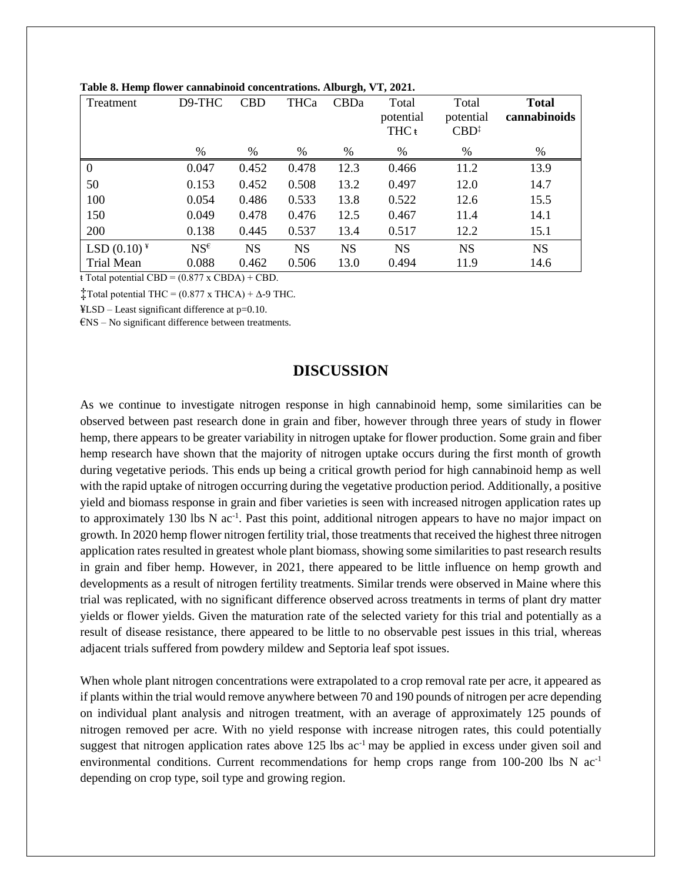**Table 8. Hemp flower cannabinoid concentrations. Alburgh, VT, 2021.**

| Treatment | D9-THC | CBD | THCa | CBDa | Total potential THC ŧ | Total potential CBD‡ | **Total cannabinoids** |
|---|---|---|---|---|---|---|---|
| | % | % | % | % | % | % | % |
| 0 | 0.047 | 0.452 | 0.478 | 12.3 | 0.466 | 11.2 | 13.9 |
| 50 | 0.153 | 0.452 | 0.508 | 13.2 | 0.497 | 12.0 | 14.7 |
| 100 | 0.054 | 0.486 | 0.533 | 13.8 | 0.522 | 12.6 | 15.5 |
| 150 | 0.049 | 0.478 | 0.476 | 12.5 | 0.467 | 11.4 | 14.1 |
| 200 | 0.138 | 0.445 | 0.537 | 13.4 | 0.517 | 12.2 | 15.1 |
| LSD (0.10) ¥ | NS€ | NS | NS | NS | NS | NS | NS |
| Trial Mean | 0.088 | 0.462 | 0.506 | 13.0 | 0.494 | 11.9 | 14.6 |

ŧ Total potential CBD = (0.877 x CBDA) + CBD.

‡Total potential THC = (0.877 x THCA) + Δ-9 THC.

¥LSD – Least significant difference at p=0.10.

€NS – No significant difference between treatments.

## DISCUSSION

As we continue to investigate nitrogen response in high cannabinoid hemp, some similarities can be observed between past research done in grain and fiber, however through three years of study in flower hemp, there appears to be greater variability in nitrogen uptake for flower production. Some grain and fiber hemp research have shown that the majority of nitrogen uptake occurs during the first month of growth during vegetative periods. This ends up being a critical growth period for high cannabinoid hemp as well with the rapid uptake of nitrogen occurring during the vegetative production period. Additionally, a positive yield and biomass response in grain and fiber varieties is seen with increased nitrogen application rates up to approximately 130 lbs N $ac^{-1}$. Past this point, additional nitrogen appears to have no major impact on growth. In 2020 hemp flower nitrogen fertility trial, those treatments that received the highest three nitrogen application rates resulted in greatest whole plant biomass, showing some similarities to past research results in grain and fiber hemp. However, in 2021, there appeared to be little influence on hemp growth and developments as a result of nitrogen fertility treatments. Similar trends were observed in Maine where this trial was replicated, with no significant difference observed across treatments in terms of plant dry matter yields or flower yields. Given the maturation rate of the selected variety for this trial and potentially as a result of disease resistance, there appeared to be little to no observable pest issues in this trial, whereas adjacent trials suffered from powdery mildew and Septoria leaf spot issues.

When whole plant nitrogen concentrations were extrapolated to a crop removal rate per acre, it appeared as if plants within the trial would remove anywhere between 70 and 190 pounds of nitrogen per acre depending on individual plant analysis and nitrogen treatment, with an average of approximately 125 pounds of nitrogen removed per acre. With no yield response with increase nitrogen rates, this could potentially suggest that nitrogen application rates above 125 lbs $ac^{-1}$ may be applied in excess under given soil and environmental conditions. Current recommendations for hemp crops range from 100-200 lbs N $ac^{-1}$ depending on crop type, soil type and growing region.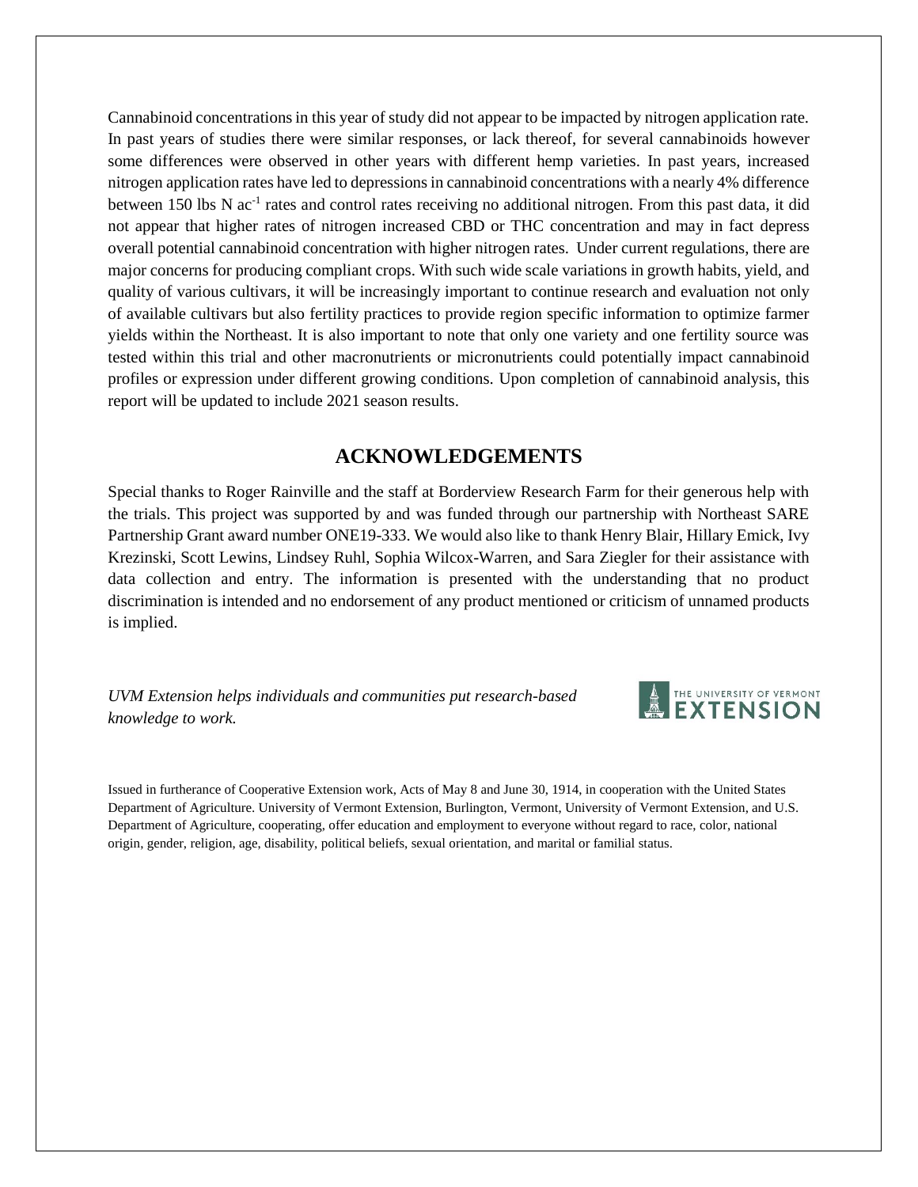Cannabinoid concentrations in this year of study did not appear to be impacted by nitrogen application rate. In past years of studies there were similar responses, or lack thereof, for several cannabinoids however some differences were observed in other years with different hemp varieties. In past years, increased nitrogen application rates have led to depressions in cannabinoid concentrations with a nearly 4% difference between 150 lbs N $ac^{-1}$ rates and control rates receiving no additional nitrogen. From this past data, it did not appear that higher rates of nitrogen increased CBD or THC concentration and may in fact depress overall potential cannabinoid concentration with higher nitrogen rates. Under current regulations, there are major concerns for producing compliant crops. With such wide scale variations in growth habits, yield, and quality of various cultivars, it will be increasingly important to continue research and evaluation not only of available cultivars but also fertility practices to provide region specific information to optimize farmer yields within the Northeast. It is also important to note that only one variety and one fertility source was tested within this trial and other macronutrients or micronutrients could potentially impact cannabinoid profiles or expression under different growing conditions. Upon completion of cannabinoid analysis, this report will be updated to include 2021 season results.

## ACKNOWLEDGEMENTS

Special thanks to Roger Rainville and the staff at Borderview Research Farm for their generous help with the trials. This project was supported by and was funded through our partnership with Northeast SARE Partnership Grant award number ONE19-333. We would also like to thank Henry Blair, Hillary Emick, Ivy Krezinski, Scott Lewins, Lindsey Ruhl, Sophia Wilcox-Warren, and Sara Ziegler for their assistance with data collection and entry. The information is presented with the understanding that no product discrimination is intended and no endorsement of any product mentioned or criticism of unnamed products is implied.

*UVM Extension helps individuals and communities put research-based knowledge to work.*

THE UNIVERSITY OF VERMONT EXTENSION

Issued in furtherance of Cooperative Extension work, Acts of May 8 and June 30, 1914, in cooperation with the United States Department of Agriculture. University of Vermont Extension, Burlington, Vermont, University of Vermont Extension, and U.S. Department of Agriculture, cooperating, offer education and employment to everyone without regard to race, color, national origin, gender, religion, age, disability, political beliefs, sexual orientation, and marital or familial status.